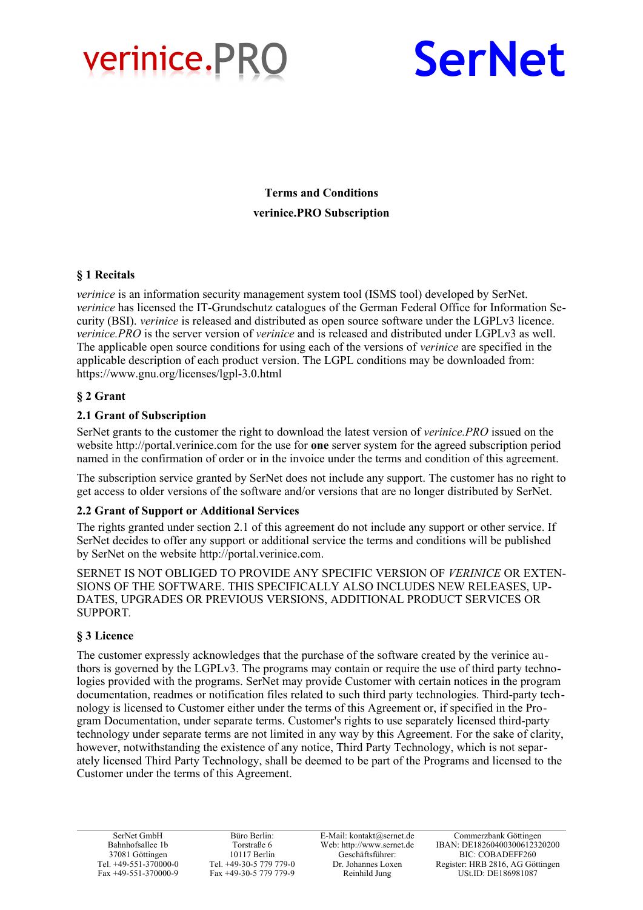verinice.PRO SerNet

**Terms and Conditions**

**verinice.PRO Subscription**

## § 1 Recitals

*verinice* is an information security management system tool (ISMS tool) developed by SerNet. *verinice* has licensed the IT-Grundschutz catalogues of the German Federal Office for Information Security (BSI). *verinice* is released and distributed as open source software under the LGPLv3 licence. *verinice.PRO* is the server version of *verinice* and is released and distributed under LGPLv3 as well. The applicable open source conditions for using each of the versions of *verinice* are specified in the applicable description of each product version. The LGPL conditions may be downloaded from: https://www.gnu.org/licenses/lgpl-3.0.html

## § 2 Grant

### 2.1 Grant of Subscription

SerNet grants to the customer the right to download the latest version of *verinice.PRO* issued on the website http://portal.verinice.com for the use for **one** server system for the agreed subscription period named in the confirmation of order or in the invoice under the terms and condition of this agreement.

The subscription service granted by SerNet does not include any support. The customer has no right to get access to older versions of the software and/or versions that are no longer distributed by SerNet.

### 2.2 Grant of Support or Additional Services

The rights granted under section 2.1 of this agreement do not include any support or other service. If SerNet decides to offer any support or additional service the terms and conditions will be published by SerNet on the website http://portal.verinice.com.

SERNET IS NOT OBLIGED TO PROVIDE ANY SPECIFIC VERSION OF *VERINICE* OR EXTENSIONS OF THE SOFTWARE. THIS SPECIFICALLY ALSO INCLUDES NEW RELEASES, UPDATES, UPGRADES OR PREVIOUS VERSIONS, ADDITIONAL PRODUCT SERVICES OR SUPPORT.

## § 3 Licence

The customer expressly acknowledges that the purchase of the software created by the verinice authors is governed by the LGPLv3. The programs may contain or require the use of third party technologies provided with the programs. SerNet may provide Customer with certain notices in the program documentation, readmes or notification files related to such third party technologies. Third-party technology is licensed to Customer either under the terms of this Agreement or, if specified in the Program Documentation, under separate terms. Customer's rights to use separately licensed third-party technology under separate terms are not limited in any way by this Agreement. For the sake of clarity, however, notwithstanding the existence of any notice, Third Party Technology, which is not separately licensed Third Party Technology, shall be deemed to be part of the Programs and licensed to the Customer under the terms of this Agreement.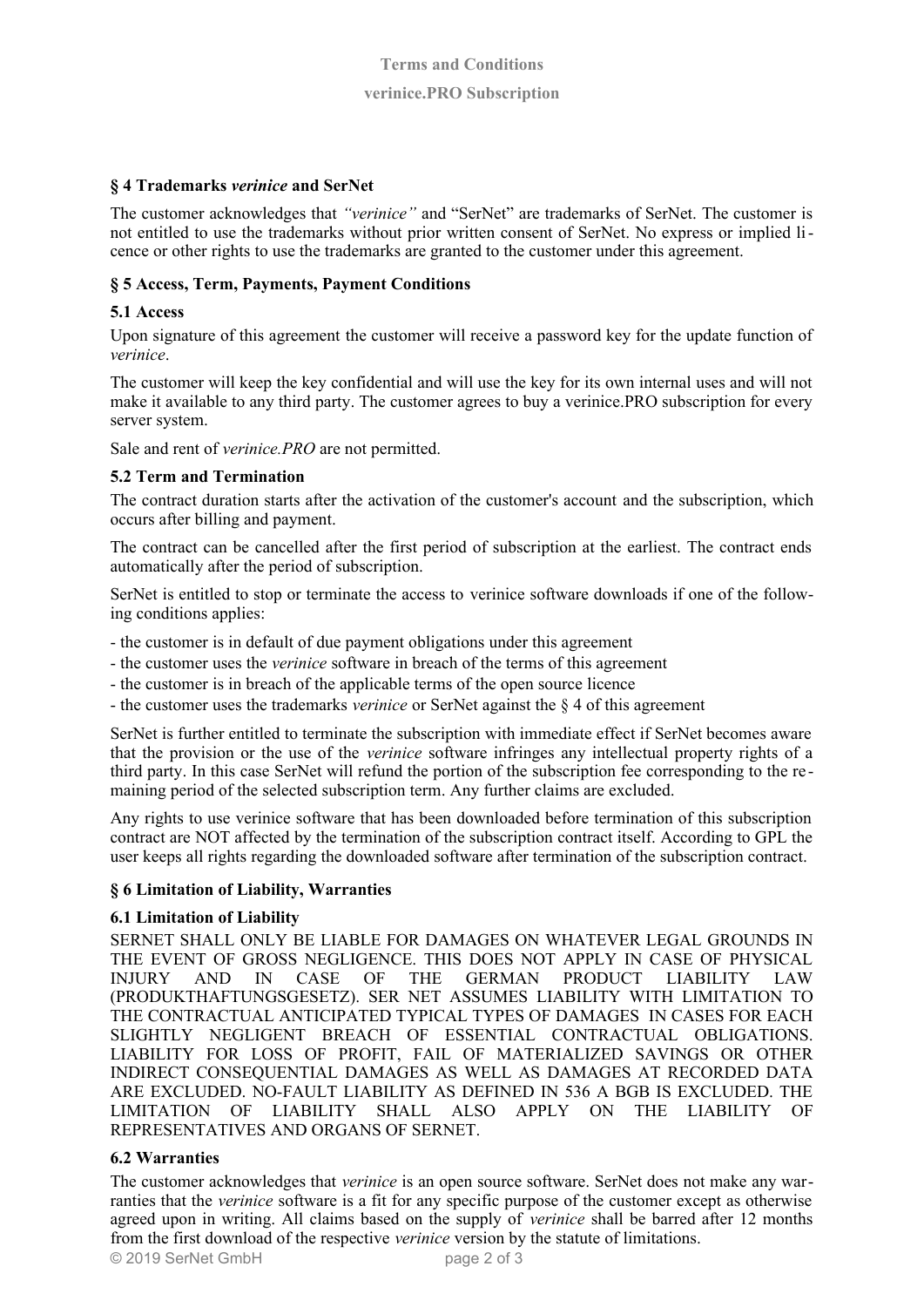### § 4 Trademarks *verinice* and SerNet

The customer acknowledges that *"verinice"* and "SerNet" are trademarks of SerNet. The customer is not entitled to use the trademarks without prior written consent of SerNet. No express or implied licence or other rights to use the trademarks are granted to the customer under this agreement.

### § 5 Access, Term, Payments, Payment Conditions

#### 5.1 Access

Upon signature of this agreement the customer will receive a password key for the update function of *verinice*.

The customer will keep the key confidential and will use the key for its own internal uses and will not make it available to any third party. The customer agrees to buy a verinice.PRO subscription for every server system.

Sale and rent of *verinice.PRO* are not permitted.

#### 5.2 Term and Termination

The contract duration starts after the activation of the customer's account and the subscription, which occurs after billing and payment.

The contract can be cancelled after the first period of subscription at the earliest. The contract ends automatically after the period of subscription.

SerNet is entitled to stop or terminate the access to verinice software downloads if one of the following conditions applies:

- the customer is in default of due payment obligations under this agreement
- the customer uses the *verinice* software in breach of the terms of this agreement
- the customer is in breach of the applicable terms of the open source licence
- the customer uses the trademarks *verinice* or SerNet against the § 4 of this agreement

SerNet is further entitled to terminate the subscription with immediate effect if SerNet becomes aware that the provision or the use of the *verinice* software infringes any intellectual property rights of a third party. In this case SerNet will refund the portion of the subscription fee corresponding to the remaining period of the selected subscription term. Any further claims are excluded.

Any rights to use verinice software that has been downloaded before termination of this subscription contract are NOT affected by the termination of the subscription contract itself. According to GPL the user keeps all rights regarding the downloaded software after termination of the subscription contract.

### § 6 Limitation of Liability, Warranties

#### 6.1 Limitation of Liability

SERNET SHALL ONLY BE LIABLE FOR DAMAGES ON WHATEVER LEGAL GROUNDS IN THE EVENT OF GROSS NEGLIGENCE. THIS DOES NOT APPLY IN CASE OF PHYSICAL INJURY AND IN CASE OF THE GERMAN PRODUCT LIABILITY LAW (PRODUKTHAFTUNGSGESETZ). SER NET ASSUMES LIABILITY WITH LIMITATION TO THE CONTRACTUAL ANTICIPATED TYPICAL TYPES OF DAMAGES IN CASES FOR EACH SLIGHTLY NEGLIGENT BREACH OF ESSENTIAL CONTRACTUAL OBLIGATIONS. LIABILITY FOR LOSS OF PROFIT, FAIL OF MATERIALIZED SAVINGS OR OTHER INDIRECT CONSEQUENTIAL DAMAGES AS WELL AS DAMAGES AT RECORDED DATA ARE EXCLUDED. NO-FAULT LIABILITY AS DEFINED IN 536 A BGB IS EXCLUDED. THE LIMITATION OF LIABILITY SHALL ALSO APPLY ON THE LIABILITY OF REPRESENTATIVES AND ORGANS OF SERNET.

#### 6.2 Warranties

The customer acknowledges that *verinice* is an open source software. SerNet does not make any warranties that the *verinice* software is a fit for any specific purpose of the customer except as otherwise agreed upon in writing. All claims based on the supply of *verinice* shall be barred after 12 months from the first download of the respective *verinice* version by the statute of limitations.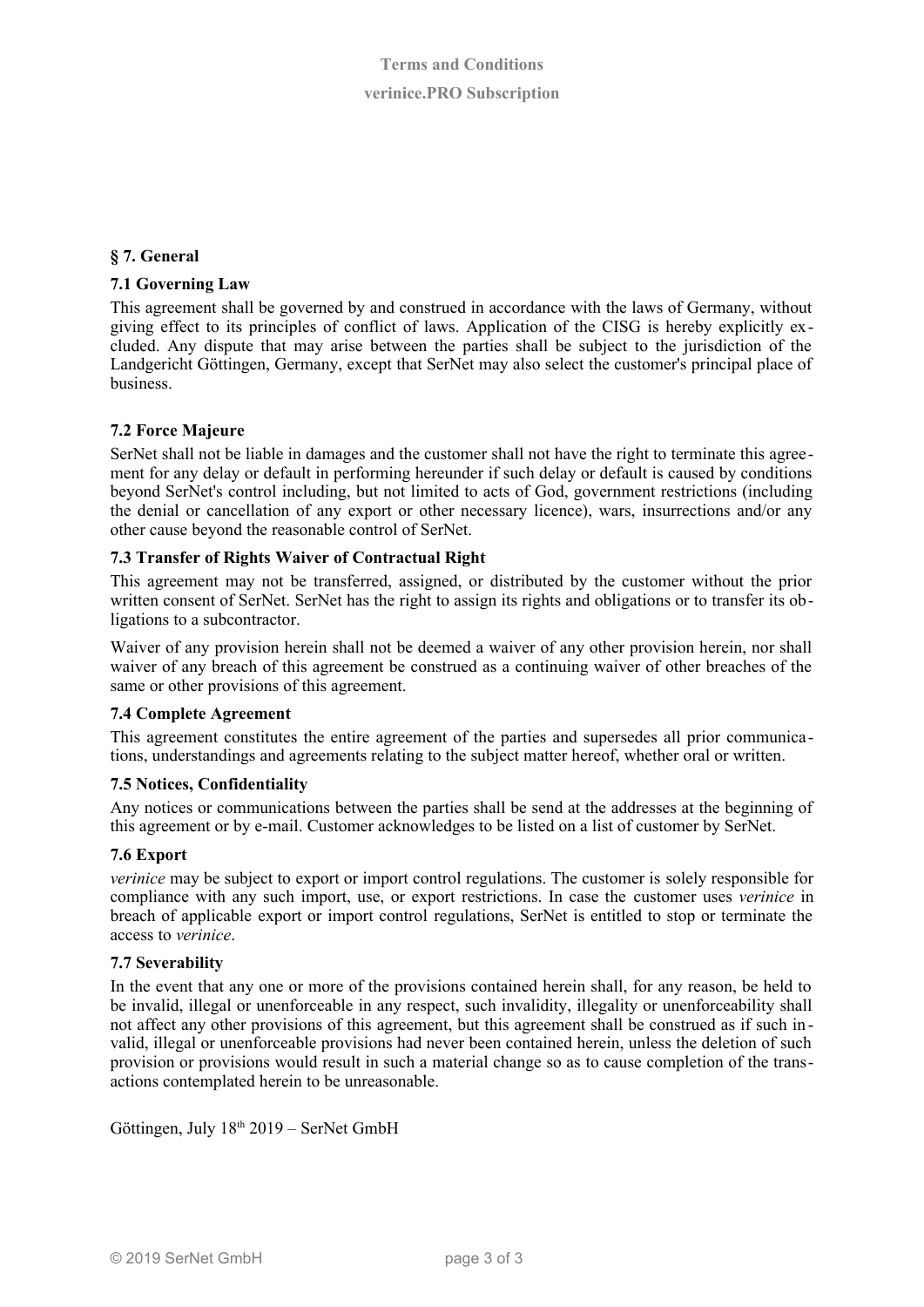## § 7. General

### 7.1 Governing Law

This agreement shall be governed by and construed in accordance with the laws of Germany, without giving effect to its principles of conflict of laws. Application of the CISG is hereby explicitly excluded. Any dispute that may arise between the parties shall be subject to the jurisdiction of the Landgericht Göttingen, Germany, except that SerNet may also select the customer's principal place of business.

### 7.2 Force Majeure

SerNet shall not be liable in damages and the customer shall not have the right to terminate this agreement for any delay or default in performing hereunder if such delay or default is caused by conditions beyond SerNet's control including, but not limited to acts of God, government restrictions (including the denial or cancellation of any export or other necessary licence), wars, insurrections and/or any other cause beyond the reasonable control of SerNet.

### 7.3 Transfer of Rights Waiver of Contractual Right

This agreement may not be transferred, assigned, or distributed by the customer without the prior written consent of SerNet. SerNet has the right to assign its rights and obligations or to transfer its obligations to a subcontractor.

Waiver of any provision herein shall not be deemed a waiver of any other provision herein, nor shall waiver of any breach of this agreement be construed as a continuing waiver of other breaches of the same or other provisions of this agreement.

### 7.4 Complete Agreement

This agreement constitutes the entire agreement of the parties and supersedes all prior communications, understandings and agreements relating to the subject matter hereof, whether oral or written.

### 7.5 Notices, Confidentiality

Any notices or communications between the parties shall be send at the addresses at the beginning of this agreement or by e-mail. Customer acknowledges to be listed on a list of customer by SerNet.

### 7.6 Export

*verinice* may be subject to export or import control regulations. The customer is solely responsible for compliance with any such import, use, or export restrictions. In case the customer uses *verinice* in breach of applicable export or import control regulations, SerNet is entitled to stop or terminate the access to *verinice*.

### 7.7 Severability

In the event that any one or more of the provisions contained herein shall, for any reason, be held to be invalid, illegal or unenforceable in any respect, such invalidity, illegality or unenforceability shall not affect any other provisions of this agreement, but this agreement shall be construed as if such invalid, illegal or unenforceable provisions had never been contained herein, unless the deletion of such provision or provisions would result in such a material change so as to cause completion of the transactions contemplated herein to be unreasonable.

Göttingen, July 18th 2019 – SerNet GmbH